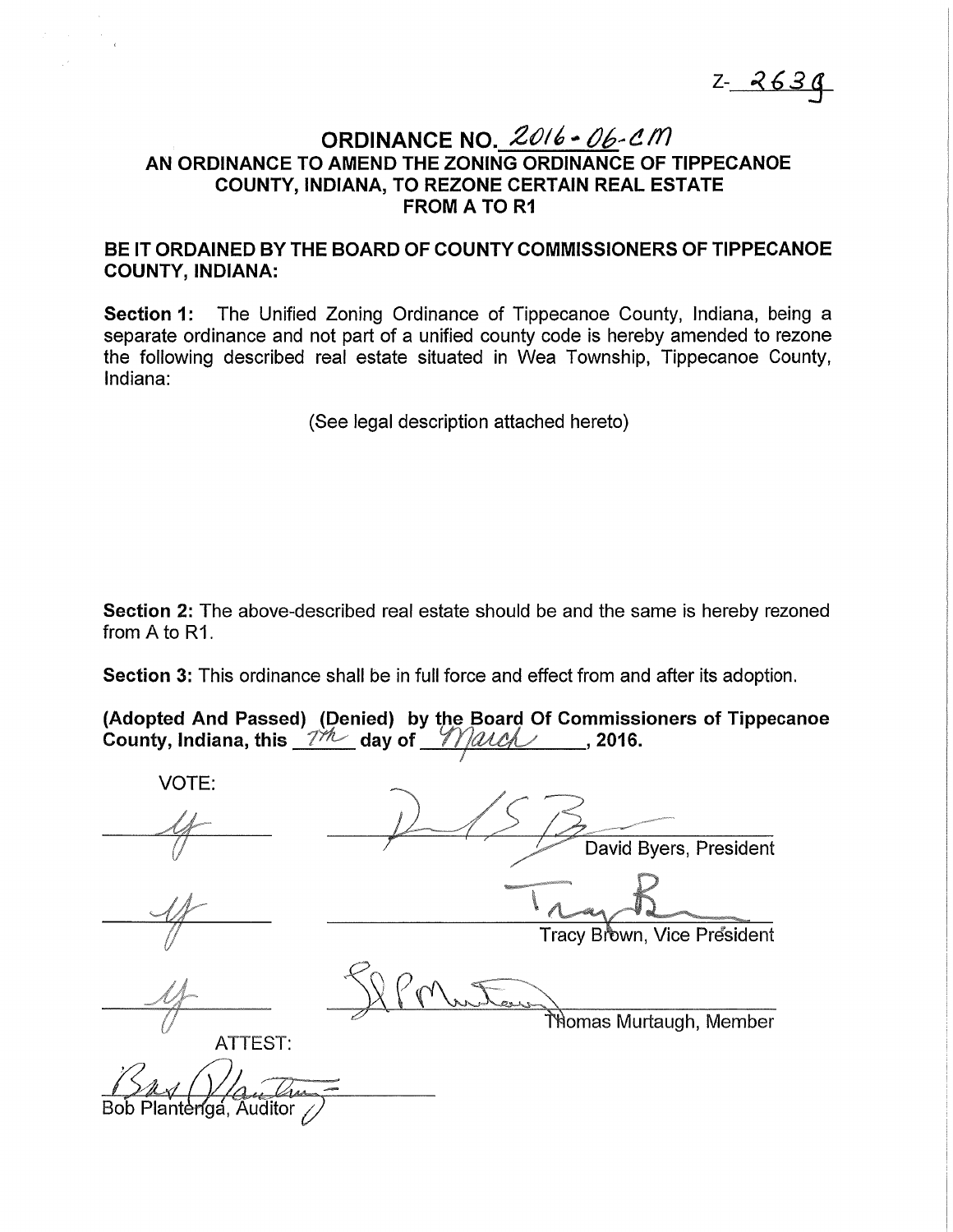Z- 2639

# ORDINANCE NO. 2016-06-CM

## AN ORDINANCE TO AMEND THE ZONING ORDINANCE OF TIPPECANOE COUNTY, INDIANA, TO REZONE CERTAIN REAL ESTATE FROM A TO R1

**BE IT ORDAINED BY THE BOARD OF COUNTY COMMISSIONERS OF TIPPECANOE COUNTY, INDIANA:**

**Section 1:** The Unified Zoning Ordinance of Tippecanoe County, Indiana, being a separate ordinance and not part of a unified county code is hereby amended to rezone the following described real estate situated in Wea Township, Tippecanoe County, Indiana:

(See legal description attached hereto)

**Section 2:** The above-described real estate should be and the same is hereby rezoned from A to R1.

**Section 3:** This ordinance shall be in full force and effect from and after its adoption.

**(Adopted And Passed) (Denied) by the Board Of Commissioners of Tippecanoe County, Indiana, this 7th day of March, 2016.**

VOTE:

| | |
|---|---|
| Y | David Byers, President |
| Y | Tracy Brown, Vice President |
| Y | Thomas Murtaugh, Member |

ATTEST:

Bob Plantenga, Auditor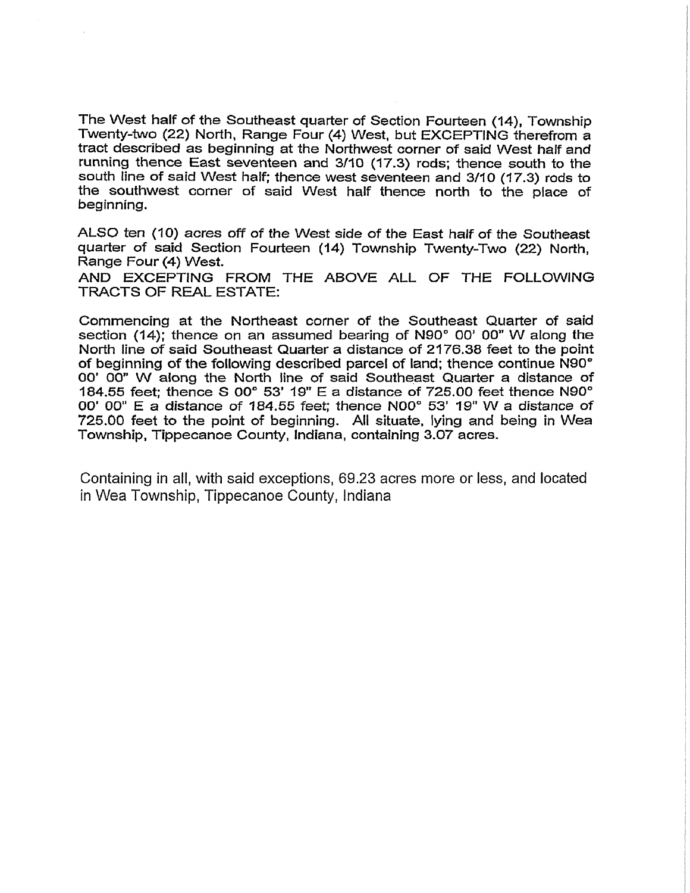The West half of the Southeast quarter of Section Fourteen (14), Township Twenty-two (22) North, Range Four (4) West, but EXCEPTING therefrom a tract described as beginning at the Northwest corner of said West half and running thence East seventeen and 3/10 (17.3) rods; thence south to the south line of said West half; thence west seventeen and 3/10 (17.3) rods to the southwest corner of said West half thence north to the place of beginning.

ALSO ten (10) acres off of the West side of the East half of the Southeast quarter of said Section Fourteen (14) Township Twenty-Two (22) North, Range Four (4) West.

AND EXCEPTING FROM THE ABOVE ALL OF THE FOLLOWING TRACTS OF REAL ESTATE:

Commencing at the Northeast corner of the Southeast Quarter of said section (14); thence on an assumed bearing of N90° 00' 00" W along the North line of said Southeast Quarter a distance of 2176.38 feet to the point of beginning of the following described parcel of land; thence continue N90° 00' 00" W along the North line of said Southeast Quarter a distance of 184.55 feet; thence S 00° 53' 19" E a distance of 725.00 feet thence N90° 00' 00" E a distance of 184.55 feet; thence N00° 53' 19" W a distance of 725.00 feet to the point of beginning. All situate, lying and being in Wea Township, Tippecanoe County, Indiana, containing 3.07 acres.

Containing in all, with said exceptions, 69.23 acres more or less, and located in Wea Township, Tippecanoe County, Indiana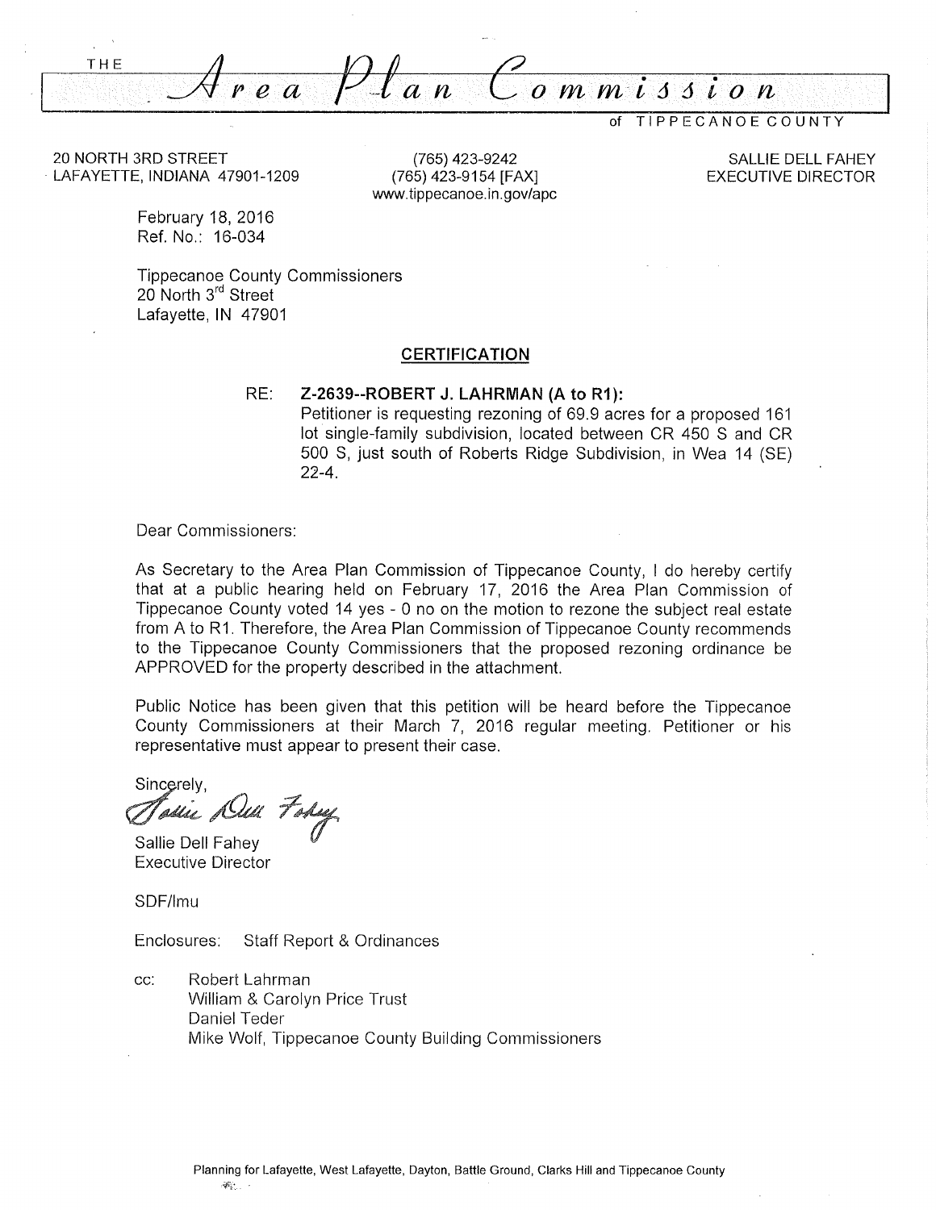# THE Area Plan Commission of TIPPECANOE COUNTY

20 NORTH 3RD STREET
LAFAYETTE, INDIANA 47901-1209

(765) 423-9242
(765) 423-9154 [FAX]
www.tippecanoe.in.gov/apc

SALLIE DELL FAHEY
EXECUTIVE DIRECTOR

February 18, 2016
Ref. No.: 16-034

Tippecanoe County Commissioners
20 North 3rd Street
Lafayette, IN 47901

## CERTIFICATION

RE: **Z-2639--ROBERT J. LAHRMAN (A to R1):**
Petitioner is requesting rezoning of 69.9 acres for a proposed 161 lot single-family subdivision, located between CR 450 S and CR 500 S, just south of Roberts Ridge Subdivision, in Wea 14 (SE) 22-4.

Dear Commissioners:

As Secretary to the Area Plan Commission of Tippecanoe County, I do hereby certify that at a public hearing held on February 17, 2016 the Area Plan Commission of Tippecanoe County voted 14 yes - 0 no on the motion to rezone the subject real estate from A to R1. Therefore, the Area Plan Commission of Tippecanoe County recommends to the Tippecanoe County Commissioners that the proposed rezoning ordinance be APPROVED for the property described in the attachment.

Public Notice has been given that this petition will be heard before the Tippecanoe County Commissioners at their March 7, 2016 regular meeting. Petitioner or his representative must appear to present their case.

Sincerely,

Sallie Dell Fahey
Executive Director

SDF/lmu

Enclosures: Staff Report & Ordinances

cc: Robert Lahrman
William & Carolyn Price Trust
Daniel Teder
Mike Wolf, Tippecanoe County Building Commissioners

Planning for Lafayette, West Lafayette, Dayton, Battle Ground, Clarks Hill and Tippecanoe County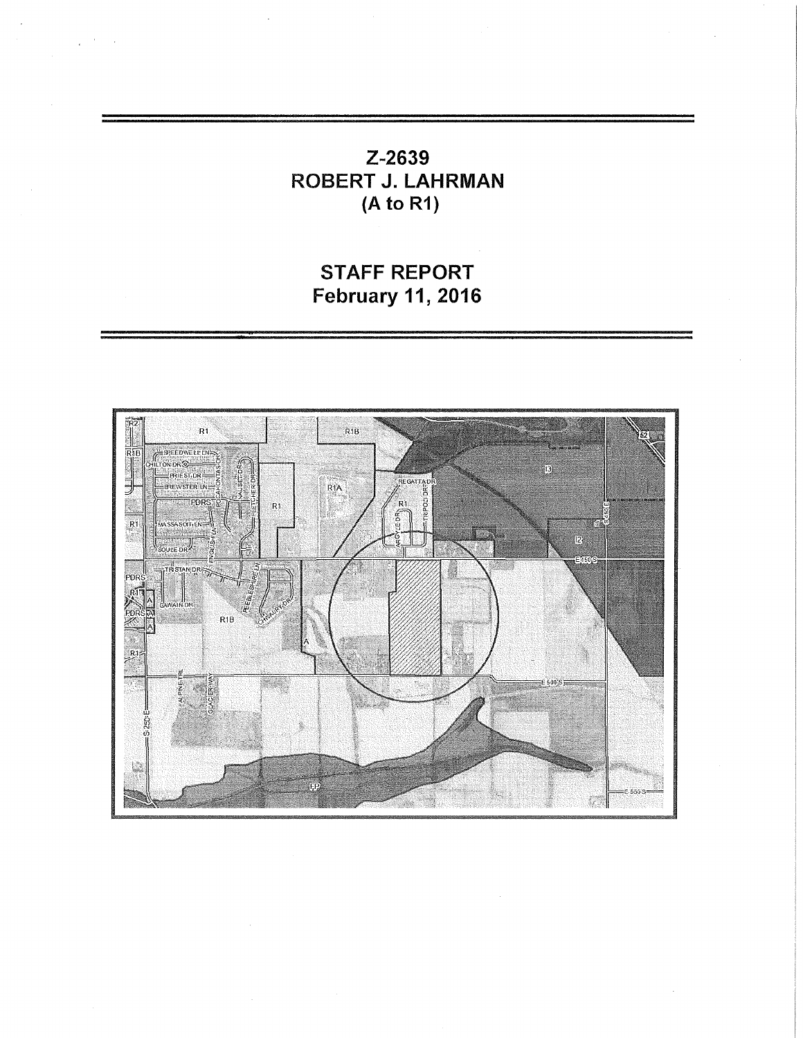# Z-2639
# ROBERT J. LAHRMAN
# (A to R1)

## STAFF REPORT
## February 11, 2016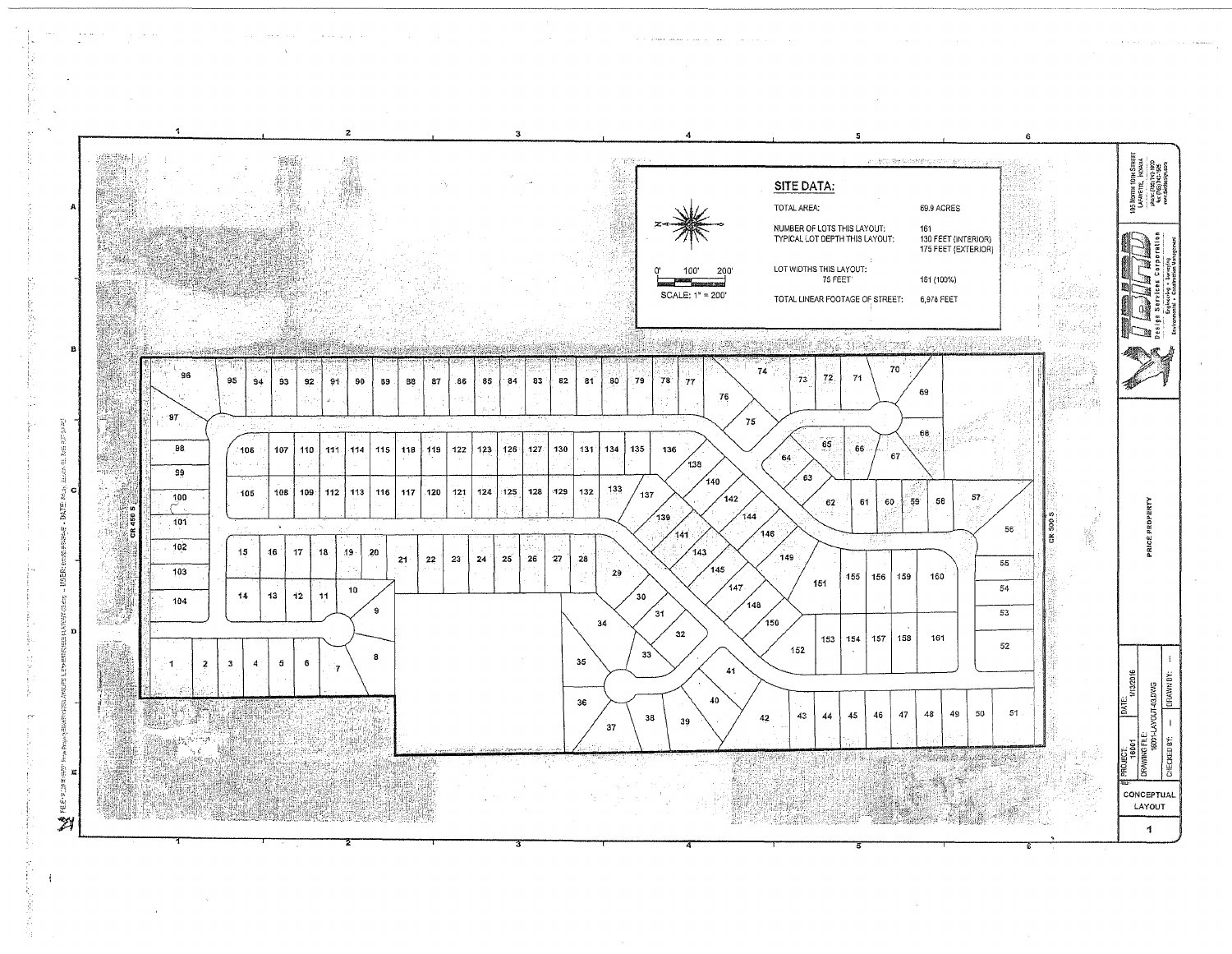## SITE DATA:

| | |
|---|---|
| TOTAL AREA: | 69.9 ACRES |
| NUMBER OF LOTS THIS LAYOUT: | 161 |
| TYPICAL LOT DEPTH THIS LAYOUT: | 130 FEET (INTERIOR) 175 FEET (EXTERIOR) |
| LOT WIDTHS THIS LAYOUT: 75 FEET | 161 (100%) |
| TOTAL LINEAR FOOTAGE OF STREET: | 6,978 FEET |

SCALE: 1" = 200'

CR 450 S

CR 500 S

105 NORTH 10TH STREET
LAFAYETTE, INDIANA

BIRD Design Services Corporation
Engineering • Surveying
Environmental • Construction Management

PRICE PROPERTY

PROJECT: 16001
DATE: 1/13/2016
DRAWING FILE: 16001-LAYOUT-03.DWG
CHECKED BY: --
DRAWN BY: --

CONCEPTUAL LAYOUT

1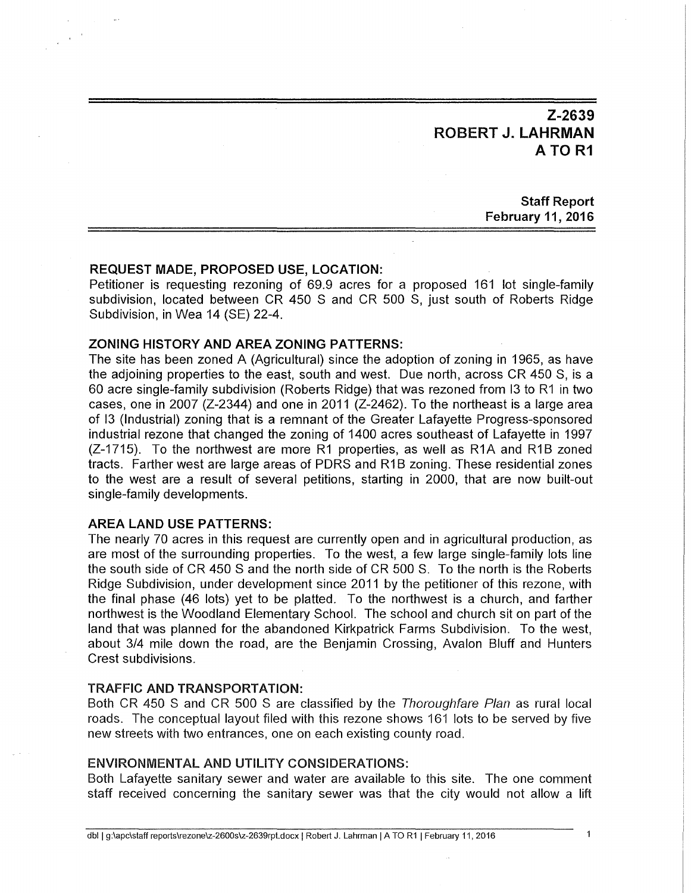# Z-2639
# ROBERT J. LAHRMAN
# A TO R1

**Staff Report**
**February 11, 2016**

**REQUEST MADE, PROPOSED USE, LOCATION:**

Petitioner is requesting rezoning of 69.9 acres for a proposed 161 lot single-family subdivision, located between CR 450 S and CR 500 S, just south of Roberts Ridge Subdivision, in Wea 14 (SE) 22-4.

**ZONING HISTORY AND AREA ZONING PATTERNS:**

The site has been zoned A (Agricultural) since the adoption of zoning in 1965, as have the adjoining properties to the east, south and west. Due north, across CR 450 S, is a 60 acre single-family subdivision (Roberts Ridge) that was rezoned from I3 to R1 in two cases, one in 2007 (Z-2344) and one in 2011 (Z-2462). To the northeast is a large area of I3 (Industrial) zoning that is a remnant of the Greater Lafayette Progress-sponsored industrial rezone that changed the zoning of 1400 acres southeast of Lafayette in 1997 (Z-1715). To the northwest are more R1 properties, as well as R1A and R1B zoned tracts. Farther west are large areas of PDRS and R1B zoning. These residential zones to the west are a result of several petitions, starting in 2000, that are now built-out single-family developments.

**AREA LAND USE PATTERNS:**

The nearly 70 acres in this request are currently open and in agricultural production, as are most of the surrounding properties. To the west, a few large single-family lots line the south side of CR 450 S and the north side of CR 500 S. To the north is the Roberts Ridge Subdivision, under development since 2011 by the petitioner of this rezone, with the final phase (46 lots) yet to be platted. To the northwest is a church, and farther northwest is the Woodland Elementary School. The school and church sit on part of the land that was planned for the abandoned Kirkpatrick Farms Subdivision. To the west, about 3/4 mile down the road, are the Benjamin Crossing, Avalon Bluff and Hunters Crest subdivisions.

**TRAFFIC AND TRANSPORTATION:**

Both CR 450 S and CR 500 S are classified by the *Thoroughfare Plan* as rural local roads. The conceptual layout filed with this rezone shows 161 lots to be served by five new streets with two entrances, one on each existing county road.

**ENVIRONMENTAL AND UTILITY CONSIDERATIONS:**

Both Lafayette sanitary sewer and water are available to this site. The one comment staff received concerning the sanitary sewer was that the city would not allow a lift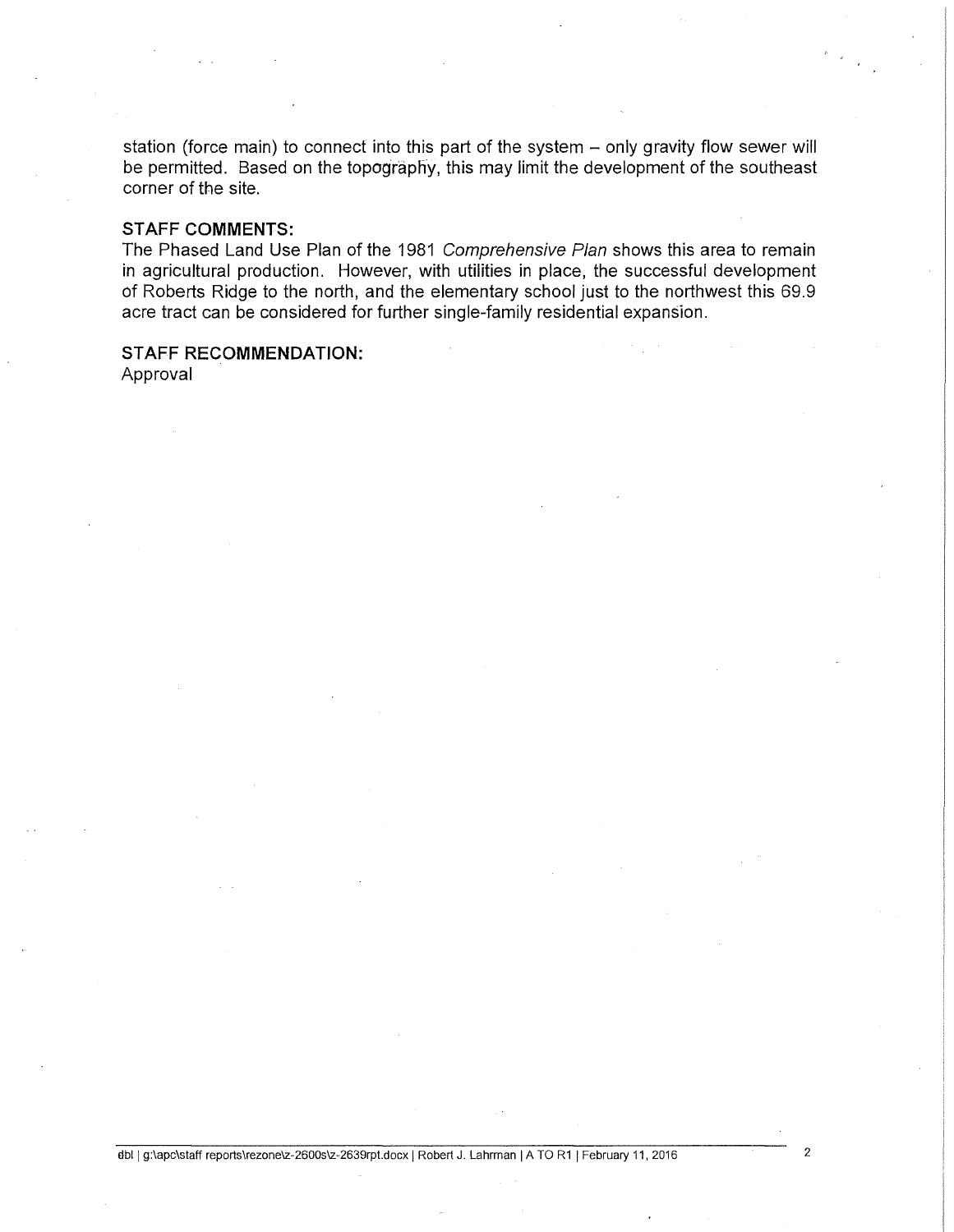station (force main) to connect into this part of the system – only gravity flow sewer will be permitted. Based on the topography, this may limit the development of the southeast corner of the site.

**STAFF COMMENTS:**

The Phased Land Use Plan of the 1981 *Comprehensive Plan* shows this area to remain in agricultural production. However, with utilities in place, the successful development of Roberts Ridge to the north, and the elementary school just to the northwest this 69.9 acre tract can be considered for further single-family residential expansion.

**STAFF RECOMMENDATION:**

Approval